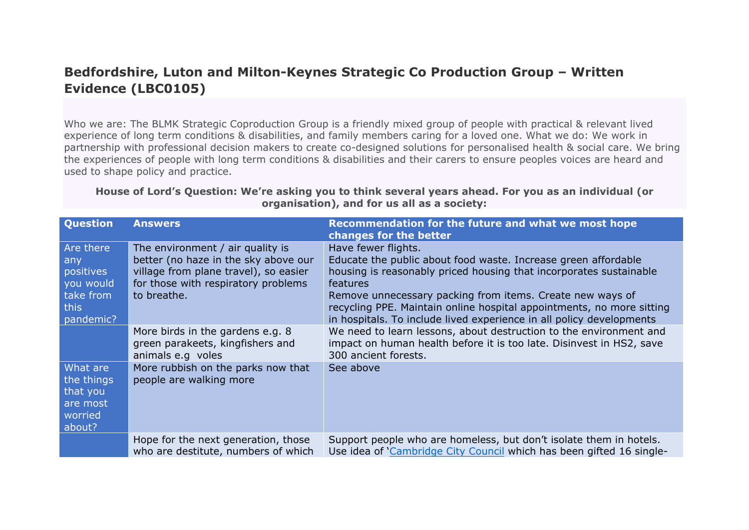# Bedfordshire, Luton and Milton-Keynes Strategic Co Production Group – Written Evidence (LBC0105)

Who we are: The BLMK Strategic Coproduction Group is a friendly mixed group of people with practical & relevant lived experience of long term conditions & disabilities, and family members caring for a loved one. What we do: We work in partnership with professional decision makers to create co-designed solutions for personalised health & social care. We bring the experiences of people with long term conditions & disabilities and their carers to ensure peoples voices are heard and used to shape policy and practice.

**House of Lord's Question: We're asking you to think several years ahead. For you as an individual (or organisation), and for us all as a society:**

| Question | Answers | Recommendation for the future and what we most hope changes for the better |
|---|---|---|
| Are there any positives you would take from this pandemic? | The environment / air quality is better (no haze in the sky above our village from plane travel), so easier for those with respiratory problems to breathe. | Have fewer flights.<br>Educate the public about food waste. Increase green affordable housing is reasonably priced housing that incorporates sustainable features<br>Remove unnecessary packing from items. Create new ways of recycling PPE. Maintain online hospital appointments, no more sitting in hospitals. To include lived experience in all policy developments |
| | More birds in the gardens e.g. 8 green parakeets, kingfishers and animals e.g voles | We need to learn lessons, about destruction to the environment and impact on human health before it is too late. Disinvest in HS2, save 300 ancient forests. |
| What are the things that you are most worried about? | More rubbish on the parks now that people are walking more | See above |
| | Hope for the next generation, those who are destitute, numbers of which | Support people who are homeless, but don't isolate them in hotels. Use idea of '[Cambridge City Council](#) which has been gifted 16 single- |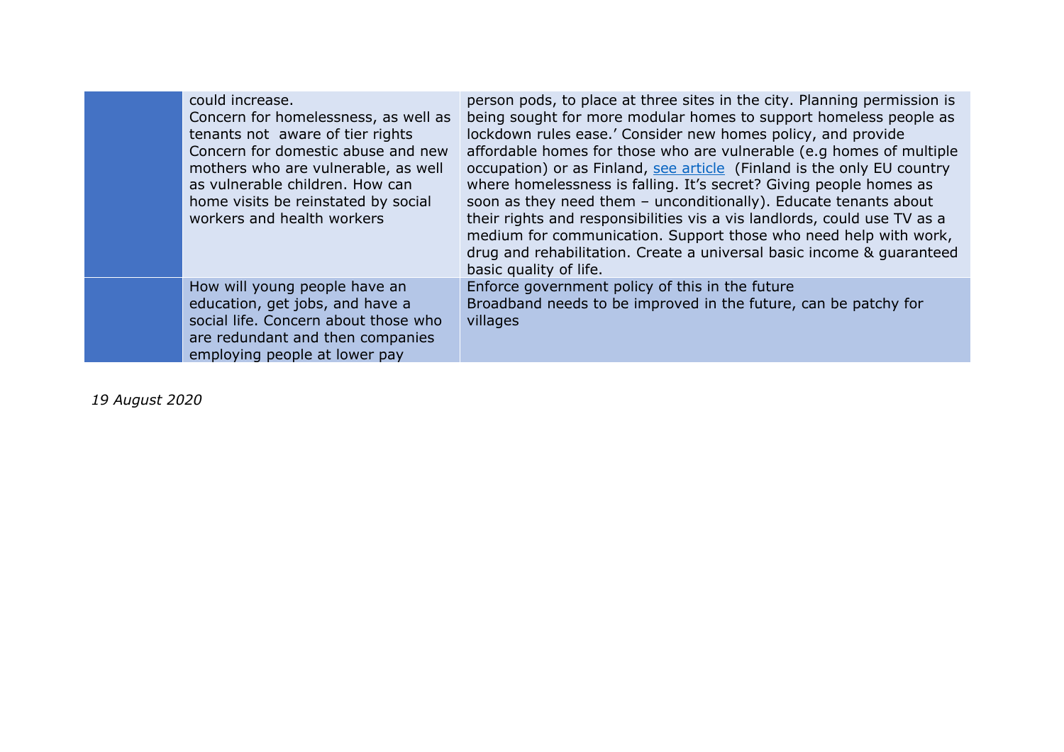| | | |
|---|---|---|
| | could increase.<br>Concern for homelessness, as well as tenants not aware of tier rights<br>Concern for domestic abuse and new mothers who are vulnerable, as well as vulnerable children. How can home visits be reinstated by social workers and health workers | person pods, to place at three sites in the city. Planning permission is being sought for more modular homes to support homeless people as lockdown rules ease.' Consider new homes policy, and provide affordable homes for those who are vulnerable (e.g homes of multiple occupation) or as Finland, [see article](#) (Finland is the only EU country where homelessness is falling. It's secret? Giving people homes as soon as they need them – unconditionally). Educate tenants about their rights and responsibilities vis a vis landlords, could use TV as a medium for communication. Support those who need help with work, drug and rehabilitation. Create a universal basic income & guaranteed basic quality of life. |
| | How will young people have an education, get jobs, and have a social life. Concern about those who are redundant and then companies employing people at lower pay | Enforce government policy of this in the future<br>Broadband needs to be improved in the future, can be patchy for villages |

*19 August 2020*